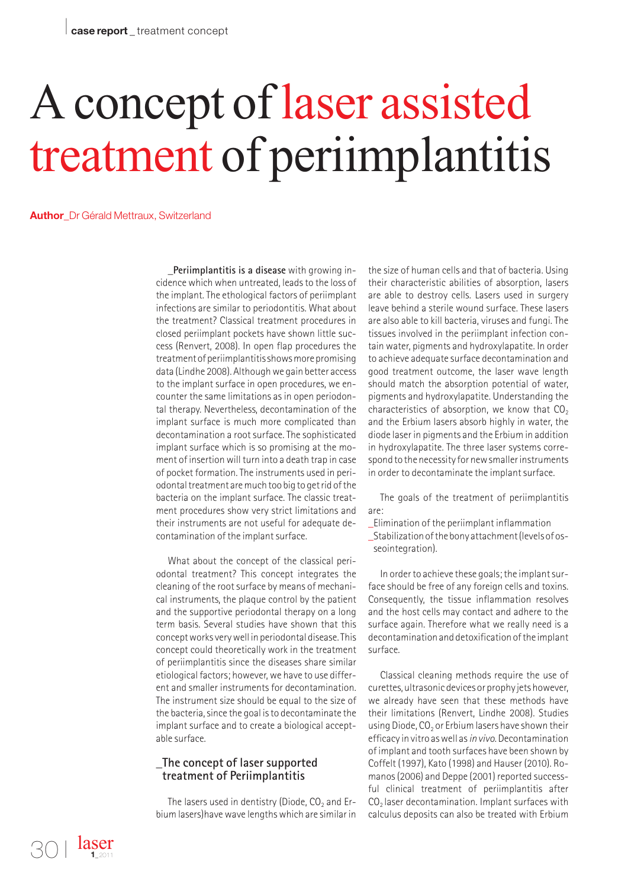# A concept of laser assisted treatment of periimplantitis

**Author**_Dr Gérald Mettraux, Switzerland

_**Periimplantitis is a disease** with growing incidence which when untreated, leads to the loss of the implant. The ethological factors of periimplant infections are similar to periodontitis. What about the treatment? Classical treatment procedures in closed periimplant pockets have shown little success (Renvert, 2008). In open flap procedures the treatment of periimplantitis shows more promising data (Lindhe 2008). Although we gain better access to the implant surface in open procedures, we encounter the same limitations as in open periodontal therapy. Nevertheless, decontamination of the implant surface is much more complicated than decontamination a root surface. The sophisticated implant surface which is so promising at the moment of insertion will turn into a death trap in case of pocket formation. The instruments used in periodontal treatment are much too big to get rid of the bacteria on the implant surface. The classic treatment procedures show very strict limitations and their instruments are not useful for adequate decontamination of the implant surface.

What about the concept of the classical periodontal treatment? This concept integrates the cleaning of the root surface by means of mechanical instruments, the plaque control by the patient and the supportive periodontal therapy on a long term basis. Several studies have shown that this concept works very well in periodontal disease. This concept could theoretically work in the treatment of periimplantitis since the diseases share similar etiological factors; however, we have to use different and smaller instruments for decontamination. The instrument size should be equal to the size of the bacteria, since the goal is to decontaminate the implant surface and to create a biological acceptable surface.

## _The concept of laser supported treatment of Periimplantitis

The lasers used in dentistry (Diode, $CO_2$ and Erbium lasers)have wave lengths which are similar in the size of human cells and that of bacteria. Using their characteristic abilities of absorption, lasers are able to destroy cells. Lasers used in surgery leave behind a sterile wound surface. These lasers are also able to kill bacteria, viruses and fungi. The tissues involved in the periimplant infection contain water, pigments and hydroxylapatite. In order to achieve adequate surface decontamination and good treatment outcome, the laser wave length should match the absorption potential of water, pigments and hydroxylapatite. Understanding the characteristics of absorption, we know that $CO_2$ and the Erbium lasers absorb highly in water, the diode laser in pigments and the Erbium in addition in hydroxylapatite. The three laser systems correspond to the necessity for new smaller instruments in order to decontaminate the implant surface.

The goals of the treatment of periimplantitis are:

- _Elimination of the periimplant inflammation
- _Stabilization of the bony attachment (levels of osseointegration).

In order to achieve these goals; the implant surface should be free of any foreign cells and toxins. Consequently, the tissue inflammation resolves and the host cells may contact and adhere to the surface again. Therefore what we really need is a decontamination and detoxification of the implant surface.

Classical cleaning methods require the use of curettes, ultrasonic devices or prophy jets however, we already have seen that these methods have their limitations (Renvert, Lindhe 2008). Studies using Diode, $CO_2$ or Erbium lasers have shown their efficacy in vitro as well as *in vivo*. Decontamination of implant and tooth surfaces have been shown by Coffelt (1997), Kato (1998) and Hauser (2010). Romanos (2006) and Deppe (2001) reported successful clinical treatment of periimplantitis after $CO_2$ laser decontamination. Implant surfaces with calculus deposits can also be treated with Erbium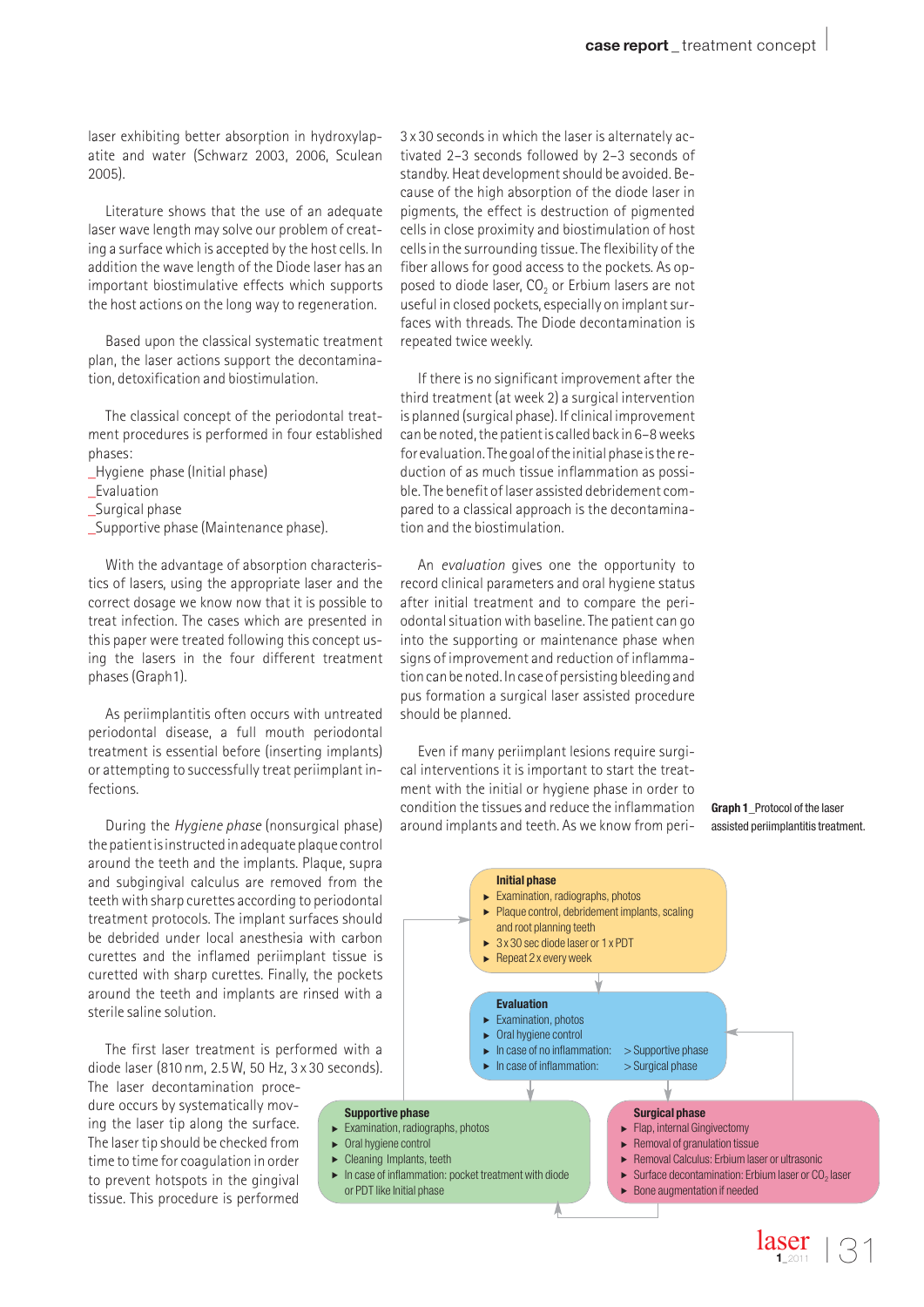laser exhibiting better absorption in hydroxylapatite and water (Schwarz 2003, 2006, Sculean 2005).

Literature shows that the use of an adequate laser wave length may solve our problem of creating a surface which is accepted by the host cells. In addition the wave length of the Diode laser has an important biostimulative effects which supports the host actions on the long way to regeneration.

Based upon the classical systematic treatment plan, the laser actions support the decontamination, detoxification and biostimulation.

The classical concept of the periodontal treatment procedures is performed in four established phases:

_Hygiene phase (Initial phase)
_Evaluation
_Surgical phase
_Supportive phase (Maintenance phase).

With the advantage of absorption characteristics of lasers, using the appropriate laser and the correct dosage we know now that it is possible to treat infection. The cases which are presented in this paper were treated following this concept using the lasers in the four different treatment phases (Graph 1).

As periimplantitis often occurs with untreated periodontal disease, a full mouth periodontal treatment is essential before (inserting implants) or attempting to successfully treat periimplant infections.

During the *Hygiene phase* (nonsurgical phase) the patient is instructed in adequate plaque control around the teeth and the implants. Plaque, supra and subgingival calculus are removed from the teeth with sharp curettes according to periodontal treatment protocols. The implant surfaces should be debrided under local anesthesia with carbon curettes and the inflamed periimplant tissue is curetted with sharp curettes. Finally, the pockets around the teeth and implants are rinsed with a sterile saline solution.

The first laser treatment is performed with a diode laser (810 nm, 2.5 W, 50 Hz, 3 x 30 seconds). The laser decontamination procedure occurs by systematically moving the laser tip along the surface. The laser tip should be checked from time to time for coagulation in order to prevent hotspots in the gingival tissue. This procedure is performed 3 x 30 seconds in which the laser is alternately activated 2–3 seconds followed by 2–3 seconds of standby. Heat development should be avoided. Because of the high absorption of the diode laser in pigments, the effect is destruction of pigmented cells in close proximity and biostimulation of host cells in the surrounding tissue. The flexibility of the fiber allows for good access to the pockets. As opposed to diode laser, $CO_2$ or Erbium lasers are not useful in closed pockets, especially on implant surfaces with threads. The Diode decontamination is repeated twice weekly.

If there is no significant improvement after the third treatment (at week 2) a surgical intervention is planned (surgical phase). If clinical improvement can be noted, the patient is called back in 6–8 weeks for evaluation. The goal of the initial phase is the reduction of as much tissue inflammation as possible. The benefit of laser assisted debridement compared to a classical approach is the decontamination and the biostimulation.

An *evaluation* gives one the opportunity to record clinical parameters and oral hygiene status after initial treatment and to compare the periodontal situation with baseline. The patient can go into the supporting or maintenance phase when signs of improvement and reduction of inflammation can be noted. In case of persisting bleeding and pus formation a surgical laser assisted procedure should be planned.

Even if many periimplant lesions require surgical interventions it is important to start the treatment with the initial or hygiene phase in order to condition the tissues and reduce the inflammation around implants and teeth. As we know from peri-

**Initial phase**
- Examination, radiographs, photos
- Plaque control, debridement implants, scaling and root planning teeth
- 3 x 30 sec diode laser or 1 x PDT
- Repeat 2 x every week

**Evaluation**
- Examination, photos
- Oral hygiene control
- In case of no inflammation: > Supportive phase
- In case of inflammation: > Surgical phase

**Supportive phase**
- Examination, radiographs, photos
- Oral hygiene control
- Cleaning Implants, teeth
- In case of inflammation: pocket treatment with diode or PDT like Initial phase

**Surgical phase**
- Flap, internal Gingivectomy
- Removal of granulation tissue
- Removal Calculus: Erbium laser or ultrasonic
- Surface decontamination: Erbium laser or $CO_2$ laser
- Bone augmentation if needed

**Graph 1**_Protocol of the laser assisted periimplantitis treatment.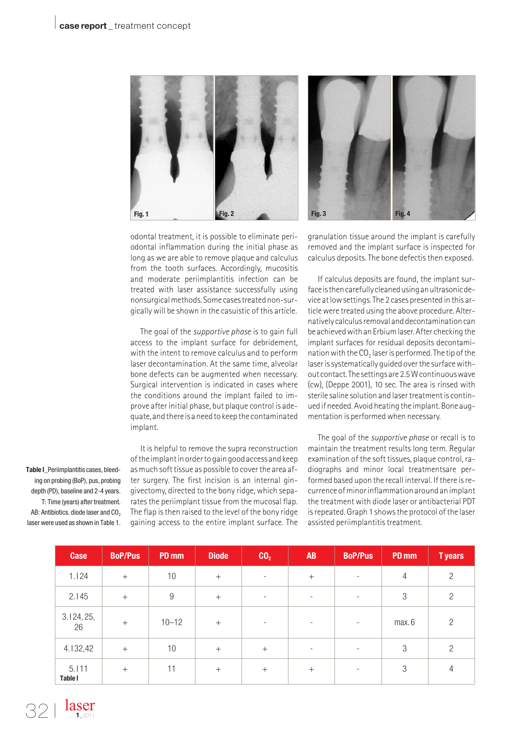Fig. 1 Fig. 2 Fig. 3 Fig. 4

odontal treatment, it is possible to eliminate periodontal inflammation during the initial phase as long as we are able to remove plaque and calculus from the tooth surfaces. Accordingly, mucositis and moderate periimplantitis infection can be treated with laser assistance successfully using nonsurgical methods. Some cases treated non-surgically will be shown in the casuistic of this article.

The goal of the *supportive phase* is to gain full access to the implant surface for debridement, with the intent to remove calculus and to perform laser decontamination. At the same time, alveolar bone defects can be augmented when necessary. Surgical intervention is indicated in cases where the conditions around the implant failed to improve after initial phase, but plaque control is adequate, and there is a need to keep the contaminated implant.

It is helpful to remove the supra reconstruction of the implant in order to gain good access and keep as much soft tissue as possible to cover the area after surgery. The first incision is an internal gingivectomy, directed to the bony ridge, which separates the periimplant tissue from the mucosal flap. The flap is then raised to the level of the bony ridge gaining access to the entire implant surface. The granulation tissue around the implant is carefully removed and the implant surface is inspected for calculus deposits. The bone defectis then exposed.

If calculus deposits are found, the implant surface is then carefully cleaned using an ultrasonic device at low settings. The 2 cases presented in this article were treated using the above procedure. Alternatively calculus removal and decontamination can be achieved with an Erbium laser. After checking the implant surfaces for residual deposits decontamination with the $CO_2$ laser is performed. The tip of the laser is systematically guided over the surface without contact. The settings are 2.5 W continuous wave (cw), (Deppe 2001), 10 sec. The area is rinsed with sterile saline solution and laser treatment is continued if needed. Avoid heating the implant. Bone augmentation is performed when necessary.

The goal of the *supportive phase* or recall is to maintain the treatment results long term. Regular examination of the soft tissues, plaque control, radiographs and minor local treatmentsare performed based upon the recall interval. If there is recurrence of minor inflammation around an implant the treatment with diode laser or antibacterial PDT is repeated. Graph 1 shows the protocol of the laser assisted periimplantitis treatment.

| Case | BoP/Pus | PD mm | Diode | $CO_2$ | AB | BoP/Pus | PD mm | T years |
|---|---|---|---|---|---|---|---|---|
| 1. I24 | + | 10 | + | - | + | - | 4 | 2 |
| 2. I45 | + | 9 | + | - | - | - | 3 | 2 |
| 3. I24, 25, 26 | + | 10–12 | + | - | - | - | max. 6 | 2 |
| 4. I32,42 | + | 10 | + | + | - | - | 3 | 2 |
| 5. I11 | + | 11 | + | + | + | - | 3 | 4 |

Table I

**Table I**_Periimplantitis cases, bleeding on probing (BoP), pus, probing depth (PD), baseline and 2-4 years. T: Time (years) after treatment. AB: Antibiotics. diode laser and $CO_2$ laser were used as shown in Table 1.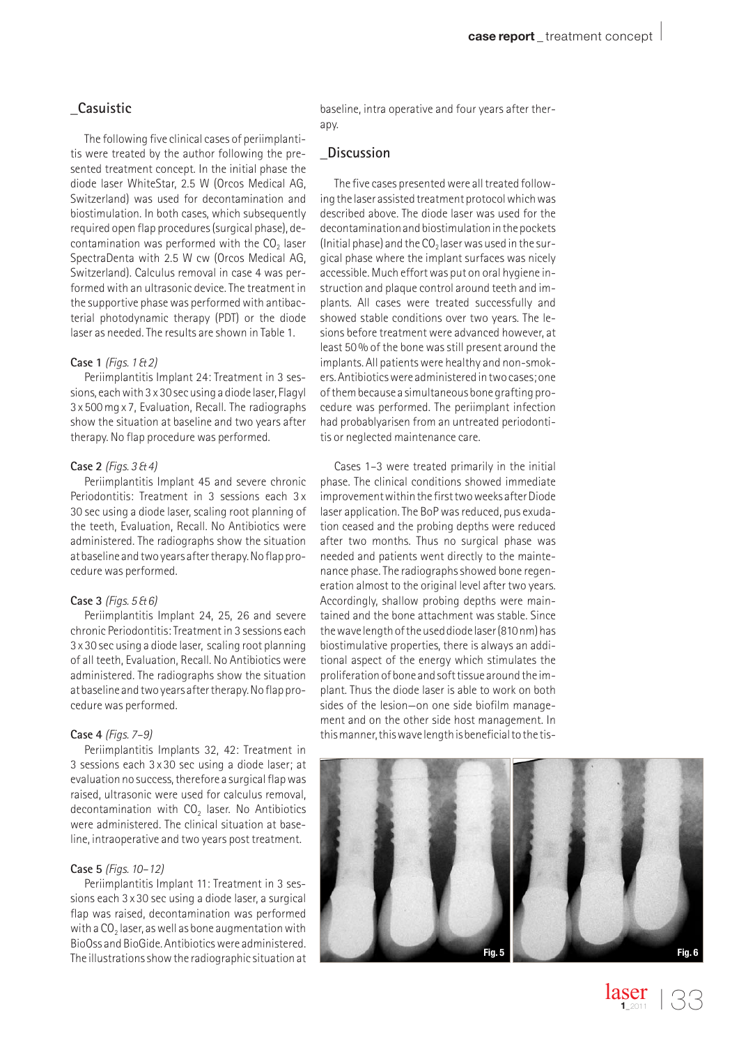## _Casuistic

The following five clinical cases of periimplantitis were treated by the author following the presented treatment concept. In the initial phase the diode laser WhiteStar, 2.5 W (Orcos Medical AG, Switzerland) was used for decontamination and biostimulation. In both cases, which subsequently required open flap procedures (surgical phase), decontamination was performed with the $CO_2$ laser SpectraDenta with 2.5 W cw (Orcos Medical AG, Switzerland). Calculus removal in case 4 was performed with an ultrasonic device. The treatment in the supportive phase was performed with antibacterial photodynamic therapy (PDT) or the diode laser as needed. The results are shown in Table 1.

**Case 1** *(Figs. 1 & 2)*
Periimplantitis Implant 24: Treatment in 3 sessions, each with 3 x 30 sec using a diode laser, Flagyl 3 x 500 mg x 7, Evaluation, Recall. The radiographs show the situation at baseline and two years after therapy. No flap procedure was performed.

**Case 2** *(Figs. 3 & 4)*
Periimplantitis Implant 45 and severe chronic Periodontitis: Treatment in 3 sessions each 3 x 30 sec using a diode laser, scaling root planning of the teeth, Evaluation, Recall. No Antibiotics were administered. The radiographs show the situation at baseline and two years after therapy. No flap procedure was performed.

**Case 3** *(Figs. 5 & 6)*
Periimplantitis Implant 24, 25, 26 and severe chronic Periodontitis: Treatment in 3 sessions each 3 x 30 sec using a diode laser, scaling root planning of all teeth, Evaluation, Recall. No Antibiotics were administered. The radiographs show the situation at baseline and two years after therapy. No flap procedure was performed.

**Case 4** *(Figs. 7–9)*
Periimplantitis Implants 32, 42: Treatment in 3 sessions each 3 x 30 sec using a diode laser; at evaluation no success, therefore a surgical flap was raised, ultrasonic were used for calculus removal, decontamination with $CO_2$ laser. No Antibiotics were administered. The clinical situation at baseline, intraoperative and two years post treatment.

**Case 5** *(Figs. 10–12)*
Periimplantitis Implant 11: Treatment in 3 sessions each 3 x 30 sec using a diode laser, a surgical flap was raised, decontamination was performed with a $CO_2$ laser, as well as bone augmentation with BioOss and BioGide. Antibiotics were administered. The illustrations show the radiographic situation at baseline, intra operative and four years after therapy.

## _Discussion

The five cases presented were all treated following the laser assisted treatment protocol which was described above. The diode laser was used for the decontamination and biostimulation in the pockets (Initial phase) and the $CO_2$ laser was used in the surgical phase where the implant surfaces was nicely accessible. Much effort was put on oral hygiene instruction and plaque control around teeth and implants. All cases were treated successfully and showed stable conditions over two years. The lesions before treatment were advanced however, at least 50 % of the bone was still present around the implants. All patients were healthy and non-smokers. Antibiotics were administered in two cases; one of them because a simultaneous bone grafting procedure was performed. The periimplant infection had probablyarisen from an untreated periodontitis or neglected maintenance care.

Cases 1–3 were treated primarily in the initial phase. The clinical conditions showed immediate improvement within the first two weeks after Diode laser application. The BoP was reduced, pus exudation ceased and the probing depths were reduced after two months. Thus no surgical phase was needed and patients went directly to the maintenance phase. The radiographs showed bone regeneration almost to the original level after two years. Accordingly, shallow probing depths were maintained and the bone attachment was stable. Since the wave length of the used diode laser (810 nm) has biostimulative properties, there is always an additional aspect of the energy which stimulates the proliferation of bone and soft tissue around the implant. Thus the diode laser is able to work on both sides of the lesion—on one side biofilm management and on the other side host management. In this manner, this wave length is beneficial to the tis-

Fig. 5

Fig. 6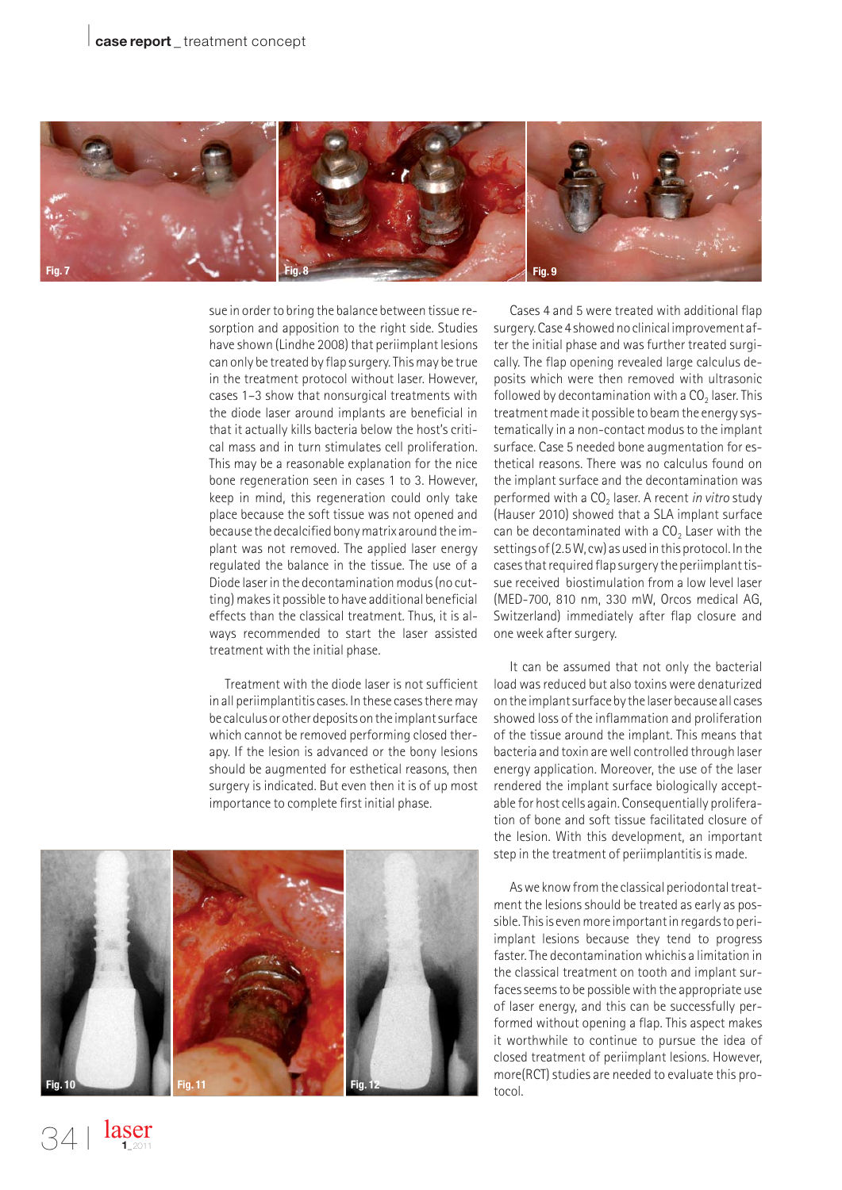sue in order to bring the balance between tissue resorption and apposition to the right side. Studies have shown (Lindhe 2008) that periimplant lesions can only be treated by flap surgery. This may be true in the treatment protocol without laser. However, cases 1–3 show that nonsurgical treatments with the diode laser around implants are beneficial in that it actually kills bacteria below the host's critical mass and in turn stimulates cell proliferation. This may be a reasonable explanation for the nice bone regeneration seen in cases 1 to 3. However, keep in mind, this regeneration could only take place because the soft tissue was not opened and because the decalcified bony matrix around the implant was not removed. The applied laser energy regulated the balance in the tissue. The use of a Diode laser in the decontamination modus (no cutting) makes it possible to have additional beneficial effects than the classical treatment. Thus, it is always recommended to start the laser assisted treatment with the initial phase.

Treatment with the diode laser is not sufficient in all periimplantitis cases. In these cases there may be calculus or other deposits on the implant surface which cannot be removed performing closed therapy. If the lesion is advanced or the bony lesions should be augmented for esthetical reasons, then surgery is indicated. But even then it is of up most importance to complete first initial phase.

Cases 4 and 5 were treated with additional flap surgery. Case 4 showed no clinical improvement after the initial phase and was further treated surgically. The flap opening revealed large calculus deposits which were then removed with ultrasonic followed by decontamination with a $CO_2$ laser. This treatment made it possible to beam the energy systematically in a non-contact modus to the implant surface. Case 5 needed bone augmentation for esthetical reasons. There was no calculus found on the implant surface and the decontamination was performed with a $CO_2$ laser. A recent *in vitro* study (Hauser 2010) showed that a SLA implant surface can be decontaminated with a $CO_2$ Laser with the settings of (2.5 W, cw) as used in this protocol. In the cases that required flap surgery the periimplant tissue received biostimulation from a low level laser (MED-700, 810 nm, 330 mW, Orcos medical AG, Switzerland) immediately after flap closure and one week after surgery.

It can be assumed that not only the bacterial load was reduced but also toxins were denaturized on the implant surface by the laser because all cases showed loss of the inflammation and proliferation of the tissue around the implant. This means that bacteria and toxin are well controlled through laser energy application. Moreover, the use of the laser rendered the implant surface biologically acceptable for host cells again. Consequentially proliferation of bone and soft tissue facilitated closure of the lesion. With this development, an important step in the treatment of periimplantitis is made.

As we know from the classical periodontal treatment the lesions should be treated as early as possible. This is even more important in regards to periimplant lesions because they tend to progress faster. The decontamination whichis a limitation in the classical treatment on tooth and implant surfaces seems to be possible with the appropriate use of laser energy, and this can be successfully performed without opening a flap. This aspect makes it worthwhile to continue to pursue the idea of closed treatment of periimplant lesions. However, more(RCT) studies are needed to evaluate this protocol.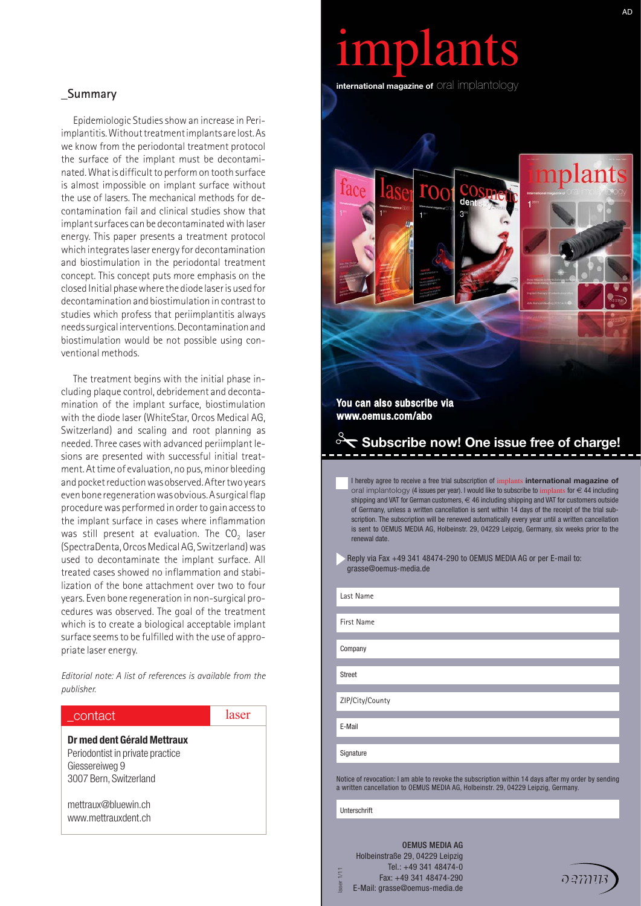## _Summary

Epidemiologic Studies show an increase in Periimplantitis. Without treatment implants are lost. As we know from the periodontal treatment protocol the surface of the implant must be decontaminated. What is difficult to perform on tooth surface is almost impossible on implant surface without the use of lasers. The mechanical methods for decontamination fail and clinical studies show that implant surfaces can be decontaminated with laser energy. This paper presents a treatment protocol which integrates laser energy for decontamination and biostimulation in the periodontal treatment concept. This concept puts more emphasis on the closed Initial phase where the diode laser is used for decontamination and biostimulation in contrast to studies which profess that periimplantitis always needs surgical interventions. Decontamination and biostimulation would be not possible using conventional methods.

The treatment begins with the initial phase including plaque control, debridement and decontamination of the implant surface, biostimulation with the diode laser (WhiteStar, Orcos Medical AG, Switzerland) and scaling and root planning as needed. Three cases with advanced periimplant lesions are presented with successful initial treatment. At time of evaluation, no pus, minor bleeding and pocket reduction was observed. After two years even bone regeneration was obvious. A surgical flap procedure was performed in order to gain access to the implant surface in cases where inflammation was still present at evaluation. The $CO_2$ laser (SpectraDenta, Orcos Medical AG, Switzerland) was used to decontaminate the implant surface. All treated cases showed no inflammation and stabilization of the bone attachment over two to four years. Even bone regeneration in non-surgical procedures was observed. The goal of the treatment which is to create a biological acceptable implant surface seems to be fulfilled with the use of appropriate laser energy.

*Editorial note: A list of references is available from the publisher.*

### _contact — laser

**Dr med dent Gérald Mettraux**
Periodontist in private practice
Giessereiweg 9
3007 Bern, Switzerland

mettraux@bluewin.ch
www.mettrauxdent.ch

---

AD

# implants

**international magazine of** oral implantology

**You can also subscribe via www.oemus.com/abo**

**Subscribe now! One issue free of charge!**

I hereby agree to receive a free trial subscription of implants **international magazine of** oral implantology (4 issues per year). I would like to subscribe to implants for € 44 including shipping and VAT for German customers, € 46 including shipping and VAT for customers outside of Germany, unless a written cancellation is sent within 14 days of the receipt of the trial subscription. The subscription will be renewed automatically every year until a written cancellation is sent to OEMUS MEDIA AG, Holbeinstr. 29, 04229 Leipzig, Germany, six weeks prior to the renewal date.

Reply via Fax +49 341 48474-290 to OEMUS MEDIA AG or per E-mail to: grasse@oemus-media.de

Last Name

First Name

Company

Street

ZIP/City/County

E-Mail

Signature

Notice of revocation: I am able to revoke the subscription within 14 days after my order by sending a written cancellation to OEMUS MEDIA AG, Holbeinstr. 29, 04229 Leipzig, Germany.

Unterschrift

OEMUS MEDIA AG
Holbeinstraße 29, 04229 Leipzig
Tel.: +49 341 48474-0
Fax: +49 341 48474-290
E-Mail: grasse@oemus-media.de

laser 1/11